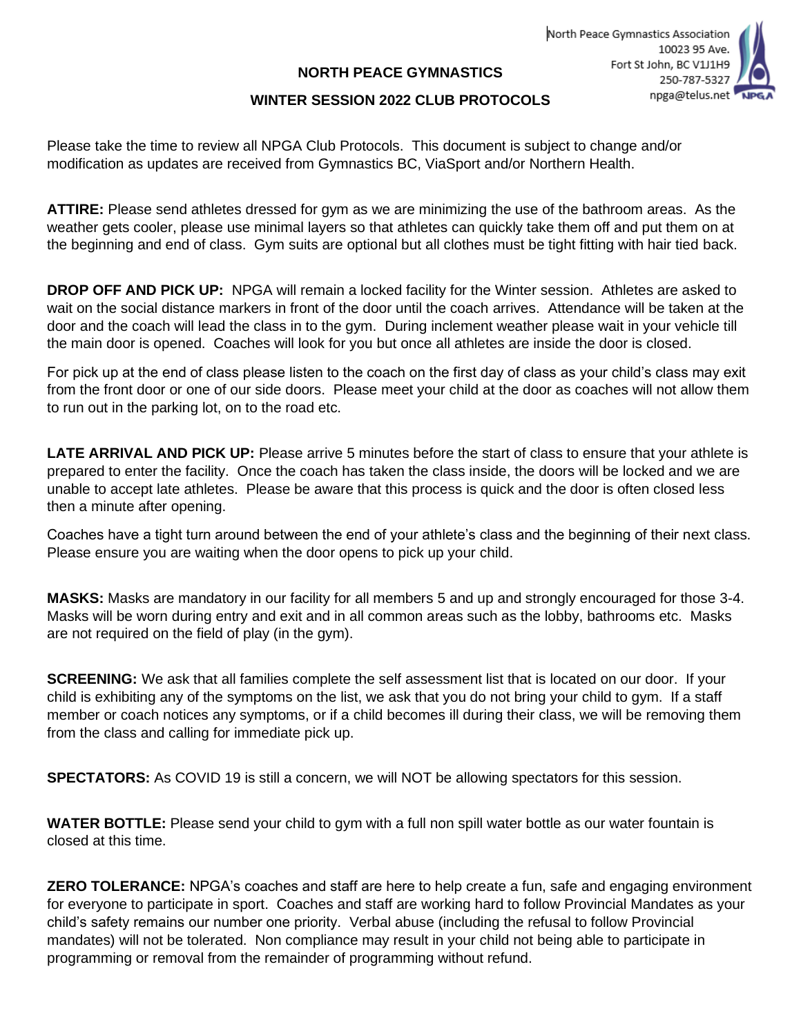North Peace Gymnastics Association
10023 95 Ave.
Fort St John, BC V1J1H9
250-787-5327
npga@telus.net

# NORTH PEACE GYMNASTICS

## WINTER SESSION 2022 CLUB PROTOCOLS

Please take the time to review all NPGA Club Protocols. This document is subject to change and/or modification as updates are received from Gymnastics BC, ViaSport and/or Northern Health.

**ATTIRE:** Please send athletes dressed for gym as we are minimizing the use of the bathroom areas. As the weather gets cooler, please use minimal layers so that athletes can quickly take them off and put them on at the beginning and end of class. Gym suits are optional but all clothes must be tight fitting with hair tied back.

**DROP OFF AND PICK UP:** NPGA will remain a locked facility for the Winter session. Athletes are asked to wait on the social distance markers in front of the door until the coach arrives. Attendance will be taken at the door and the coach will lead the class in to the gym. During inclement weather please wait in your vehicle till the main door is opened. Coaches will look for you but once all athletes are inside the door is closed.

For pick up at the end of class please listen to the coach on the first day of class as your child's class may exit from the front door or one of our side doors. Please meet your child at the door as coaches will not allow them to run out in the parking lot, on to the road etc.

**LATE ARRIVAL AND PICK UP:** Please arrive 5 minutes before the start of class to ensure that your athlete is prepared to enter the facility. Once the coach has taken the class inside, the doors will be locked and we are unable to accept late athletes. Please be aware that this process is quick and the door is often closed less then a minute after opening.

Coaches have a tight turn around between the end of your athlete's class and the beginning of their next class. Please ensure you are waiting when the door opens to pick up your child.

**MASKS:** Masks are mandatory in our facility for all members 5 and up and strongly encouraged for those 3-4. Masks will be worn during entry and exit and in all common areas such as the lobby, bathrooms etc. Masks are not required on the field of play (in the gym).

**SCREENING:** We ask that all families complete the self assessment list that is located on our door. If your child is exhibiting any of the symptoms on the list, we ask that you do not bring your child to gym. If a staff member or coach notices any symptoms, or if a child becomes ill during their class, we will be removing them from the class and calling for immediate pick up.

**SPECTATORS:** As COVID 19 is still a concern, we will NOT be allowing spectators for this session.

**WATER BOTTLE:** Please send your child to gym with a full non spill water bottle as our water fountain is closed at this time.

**ZERO TOLERANCE:** NPGA's coaches and staff are here to help create a fun, safe and engaging environment for everyone to participate in sport. Coaches and staff are working hard to follow Provincial Mandates as your child's safety remains our number one priority. Verbal abuse (including the refusal to follow Provincial mandates) will not be tolerated. Non compliance may result in your child not being able to participate in programming or removal from the remainder of programming without refund.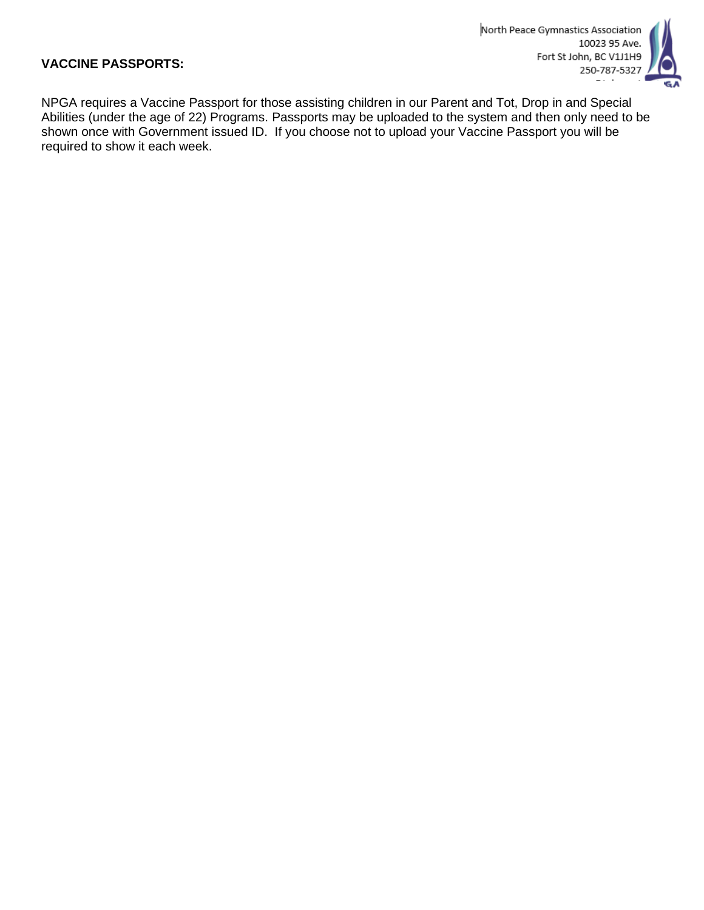North Peace Gymnastics Association
10023 95 Ave.
Fort St John, BC V1J1H9
250-787-5327

**VACCINE PASSPORTS:**

NPGA requires a Vaccine Passport for those assisting children in our Parent and Tot, Drop in and Special Abilities (under the age of 22) Programs. Passports may be uploaded to the system and then only need to be shown once with Government issued ID. If you choose not to upload your Vaccine Passport you will be required to show it each week.